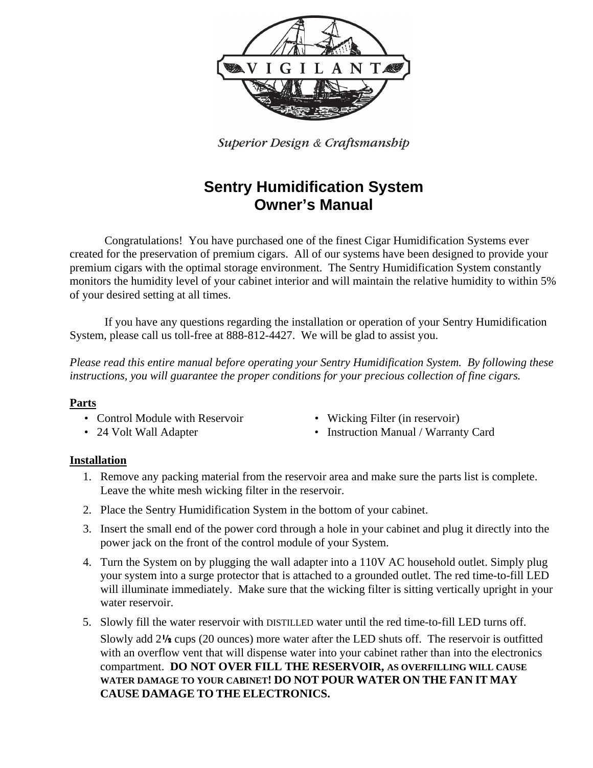VIGILANT

*Superior Design & Craftsmanship*

# Sentry Humidification System
# Owner's Manual

Congratulations! You have purchased one of the finest Cigar Humidification Systems ever created for the preservation of premium cigars. All of our systems have been designed to provide your premium cigars with the optimal storage environment. The Sentry Humidification System constantly monitors the humidity level of your cabinet interior and will maintain the relative humidity to within 5% of your desired setting at all times.

If you have any questions regarding the installation or operation of your Sentry Humidification System, please call us toll-free at 888-812-4427. We will be glad to assist you.

*Please read this entire manual before operating your Sentry Humidification System. By following these instructions, you will guarantee the proper conditions for your precious collection of fine cigars.*

## Parts

- Control Module with Reservoir
- 24 Volt Wall Adapter
- Wicking Filter (in reservoir)
- Instruction Manual / Warranty Card

## Installation

1. Remove any packing material from the reservoir area and make sure the parts list is complete. Leave the white mesh wicking filter in the reservoir.
2. Place the Sentry Humidification System in the bottom of your cabinet.
3. Insert the small end of the power cord through a hole in your cabinet and plug it directly into the power jack on the front of the control module of your System.
4. Turn the System on by plugging the wall adapter into a 110V AC household outlet. Simply plug your system into a surge protector that is attached to a grounded outlet. The red time-to-fill LED will illuminate immediately. Make sure that the wicking filter is sitting vertically upright in your water reservoir.
5. Slowly fill the water reservoir with DISTILLED water until the red time-to-fill LED turns off. Slowly add 2½ cups (20 ounces) more water after the LED shuts off. The reservoir is outfitted with an overflow vent that will dispense water into your cabinet rather than into the electronics compartment. **DO NOT OVER FILL THE RESERVOIR, AS OVERFILLING WILL CAUSE WATER DAMAGE TO YOUR CABINET! DO NOT POUR WATER ON THE FAN IT MAY CAUSE DAMAGE TO THE ELECTRONICS.**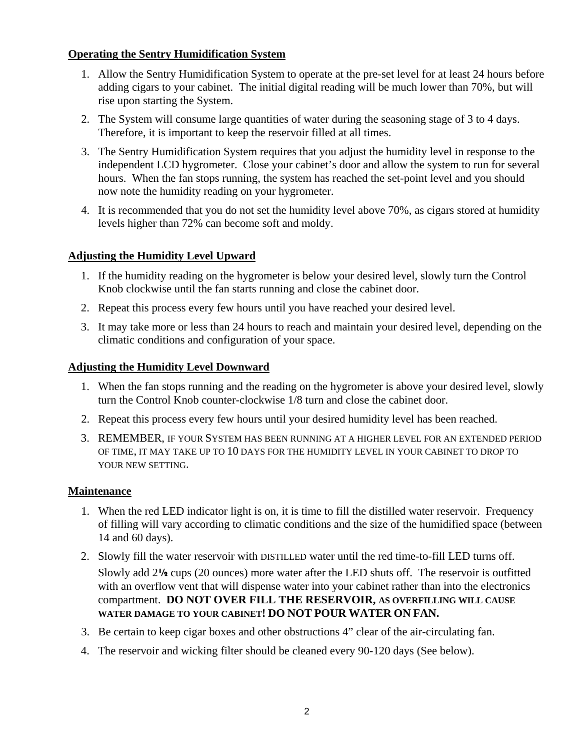## Operating the Sentry Humidification System

1. Allow the Sentry Humidification System to operate at the pre-set level for at least 24 hours before adding cigars to your cabinet. The initial digital reading will be much lower than 70%, but will rise upon starting the System.
2. The System will consume large quantities of water during the seasoning stage of 3 to 4 days. Therefore, it is important to keep the reservoir filled at all times.
3. The Sentry Humidification System requires that you adjust the humidity level in response to the independent LCD hygrometer. Close your cabinet's door and allow the system to run for several hours. When the fan stops running, the system has reached the set-point level and you should now note the humidity reading on your hygrometer.
4. It is recommended that you do not set the humidity level above 70%, as cigars stored at humidity levels higher than 72% can become soft and moldy.

## Adjusting the Humidity Level Upward

1. If the humidity reading on the hygrometer is below your desired level, slowly turn the Control Knob clockwise until the fan starts running and close the cabinet door.
2. Repeat this process every few hours until you have reached your desired level.
3. It may take more or less than 24 hours to reach and maintain your desired level, depending on the climatic conditions and configuration of your space.

## Adjusting the Humidity Level Downward

1. When the fan stops running and the reading on the hygrometer is above your desired level, slowly turn the Control Knob counter-clockwise 1/8 turn and close the cabinet door.
2. Repeat this process every few hours until your desired humidity level has been reached.
3. REMEMBER, IF YOUR SYSTEM HAS BEEN RUNNING AT A HIGHER LEVEL FOR AN EXTENDED PERIOD OF TIME, IT MAY TAKE UP TO 10 DAYS FOR THE HUMIDITY LEVEL IN YOUR CABINET TO DROP TO YOUR NEW SETTING.

## Maintenance

1. When the red LED indicator light is on, it is time to fill the distilled water reservoir. Frequency of filling will vary according to climatic conditions and the size of the humidified space (between 14 and 60 days).
2. Slowly fill the water reservoir with DISTILLED water until the red time-to-fill LED turns off. Slowly add 2½ cups (20 ounces) more water after the LED shuts off. The reservoir is outfitted with an overflow vent that will dispense water into your cabinet rather than into the electronics compartment. **DO NOT OVER FILL THE RESERVOIR, AS OVERFILLING WILL CAUSE WATER DAMAGE TO YOUR CABINET! DO NOT POUR WATER ON FAN.**
3. Be certain to keep cigar boxes and other obstructions 4" clear of the air-circulating fan.
4. The reservoir and wicking filter should be cleaned every 90-120 days (See below).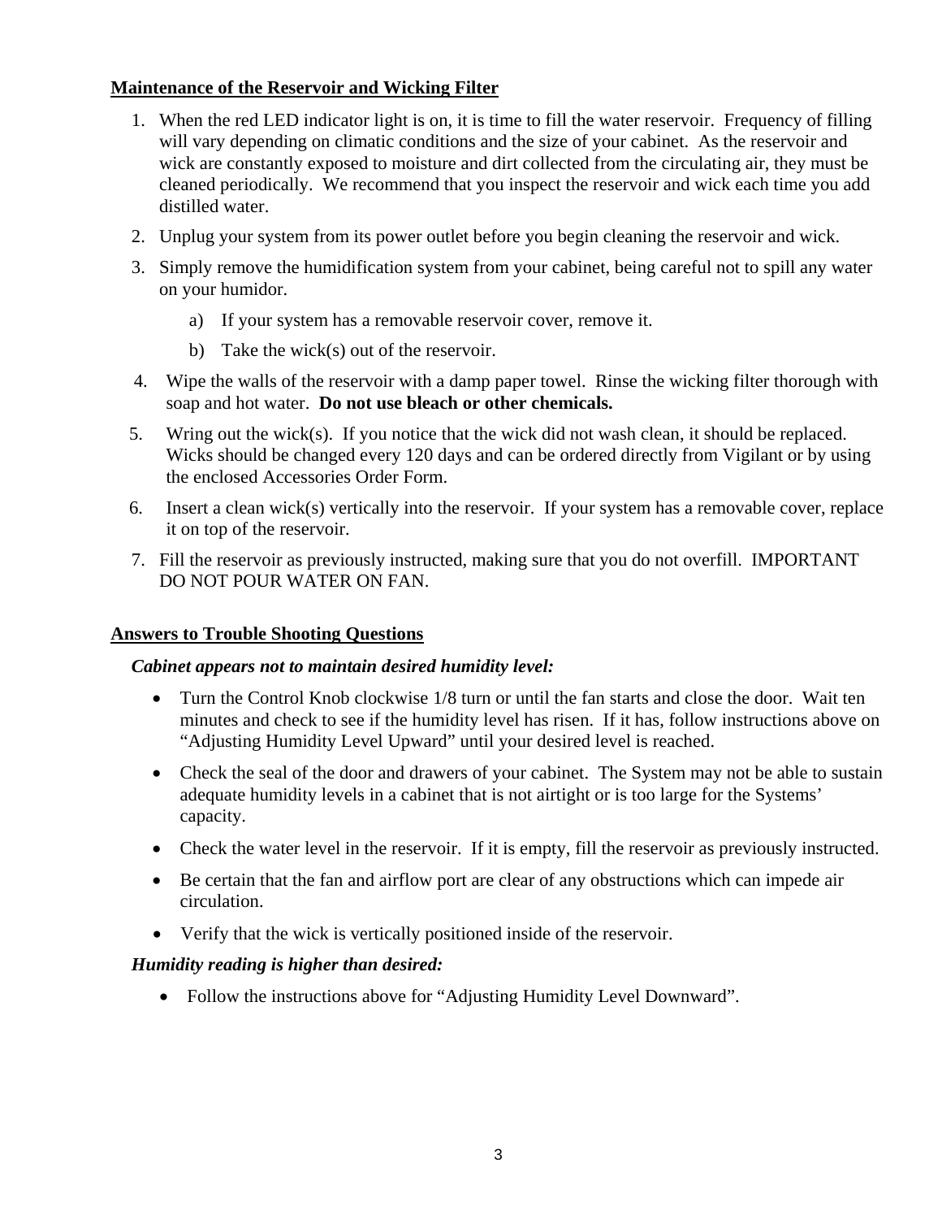## Maintenance of the Reservoir and Wicking Filter

1. When the red LED indicator light is on, it is time to fill the water reservoir. Frequency of filling will vary depending on climatic conditions and the size of your cabinet. As the reservoir and wick are constantly exposed to moisture and dirt collected from the circulating air, they must be cleaned periodically. We recommend that you inspect the reservoir and wick each time you add distilled water.
2. Unplug your system from its power outlet before you begin cleaning the reservoir and wick.
3. Simply remove the humidification system from your cabinet, being careful not to spill any water on your humidor.
    a) If your system has a removable reservoir cover, remove it.
    b) Take the wick(s) out of the reservoir.
4. Wipe the walls of the reservoir with a damp paper towel. Rinse the wicking filter thorough with soap and hot water. **Do not use bleach or other chemicals.**
5. Wring out the wick(s). If you notice that the wick did not wash clean, it should be replaced. Wicks should be changed every 120 days and can be ordered directly from Vigilant or by using the enclosed Accessories Order Form.
6. Insert a clean wick(s) vertically into the reservoir. If your system has a removable cover, replace it on top of the reservoir.
7. Fill the reservoir as previously instructed, making sure that you do not overfill. IMPORTANT DO NOT POUR WATER ON FAN.

## Answers to Trouble Shooting Questions

***Cabinet appears not to maintain desired humidity level:***

- Turn the Control Knob clockwise 1/8 turn or until the fan starts and close the door. Wait ten minutes and check to see if the humidity level has risen. If it has, follow instructions above on “Adjusting Humidity Level Upward” until your desired level is reached.
- Check the seal of the door and drawers of your cabinet. The System may not be able to sustain adequate humidity levels in a cabinet that is not airtight or is too large for the Systems’ capacity.
- Check the water level in the reservoir. If it is empty, fill the reservoir as previously instructed.
- Be certain that the fan and airflow port are clear of any obstructions which can impede air circulation.
- Verify that the wick is vertically positioned inside of the reservoir.

***Humidity reading is higher than desired:***

- Follow the instructions above for “Adjusting Humidity Level Downward”.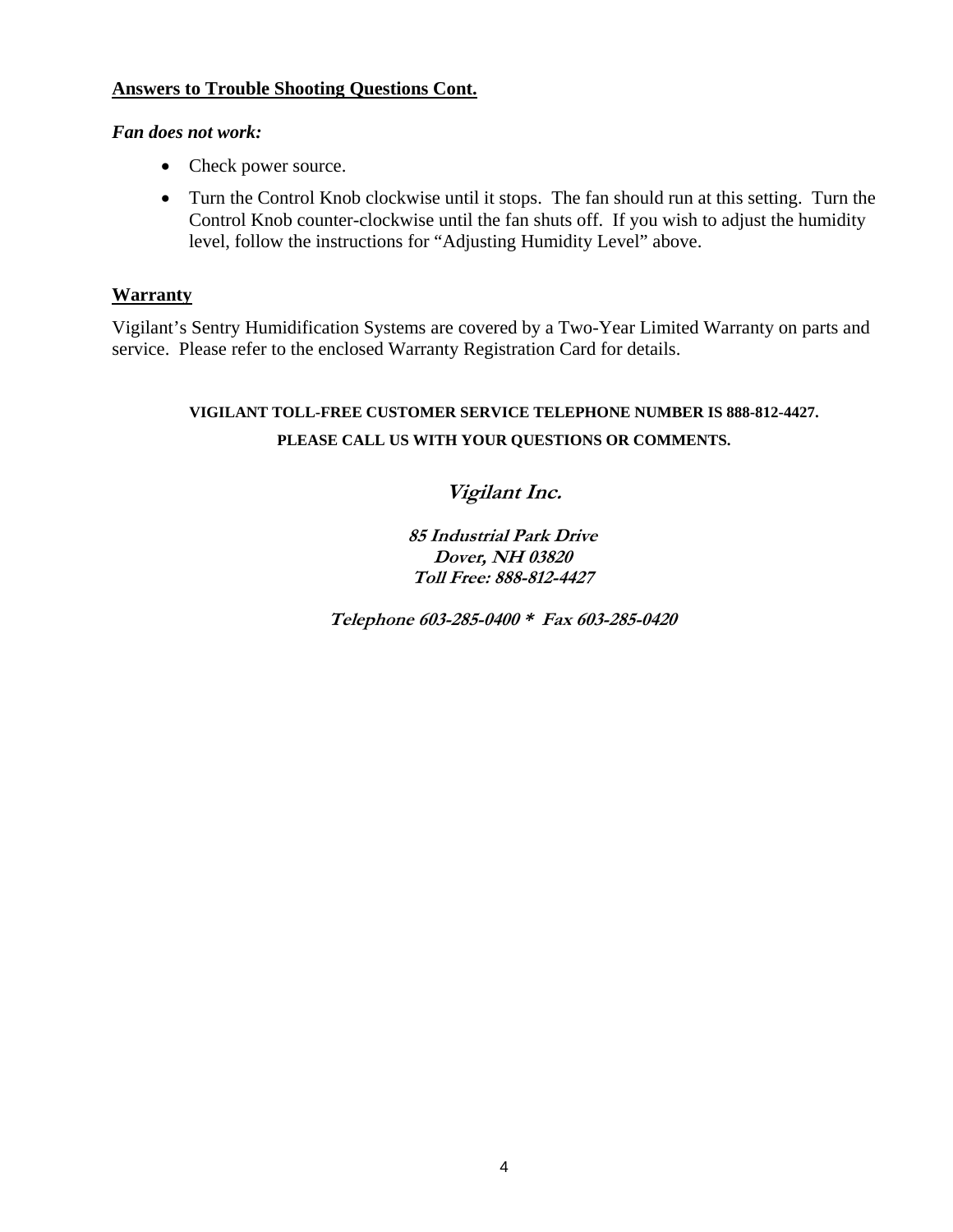## Answers to Trouble Shooting Questions Cont.

***Fan does not work:***

- Check power source.
- Turn the Control Knob clockwise until it stops. The fan should run at this setting. Turn the Control Knob counter-clockwise until the fan shuts off. If you wish to adjust the humidity level, follow the instructions for "Adjusting Humidity Level" above.

## Warranty

Vigilant's Sentry Humidification Systems are covered by a Two-Year Limited Warranty on parts and service. Please refer to the enclosed Warranty Registration Card for details.

**VIGILANT TOLL-FREE CUSTOMER SERVICE TELEPHONE NUMBER IS 888-812-4427.**

**PLEASE CALL US WITH YOUR QUESTIONS OR COMMENTS.**

***Vigilant Inc.***

***85 Industrial Park Drive***
***Dover, NH 03820***
***Toll Free: 888-812-4427***

***Telephone 603-285-0400 * Fax 603-285-0420***